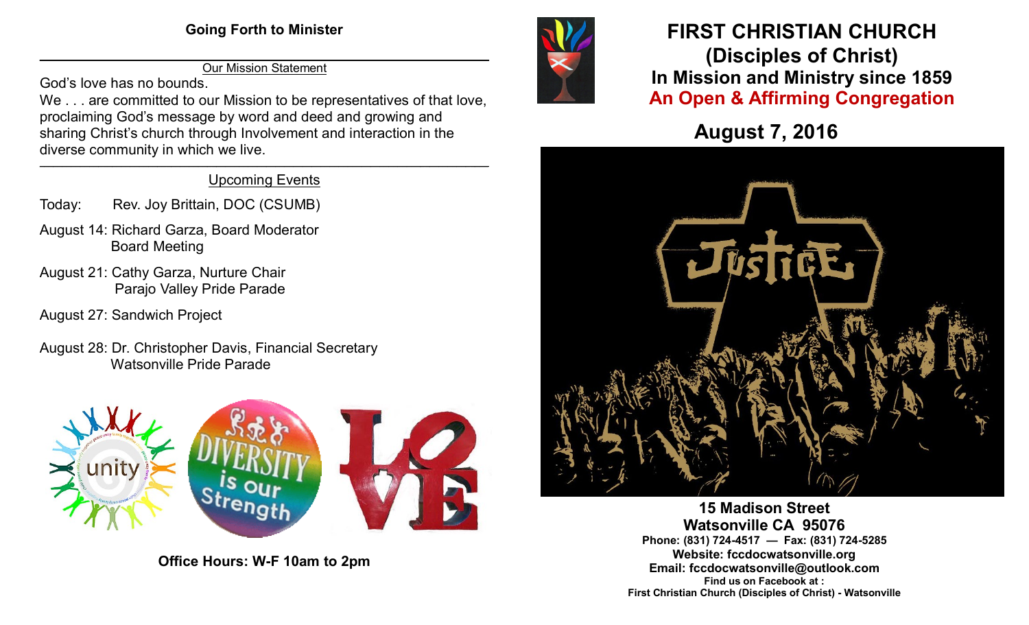## Going Forth to Minister

Our Mission Statement

God's love has no bounds.

We . . . are committed to our Mission to be representatives of that love, proclaiming God's message by word and deed and growing and sharing Christ's church through Involvement and interaction in the diverse community in which we live.

### Upcoming Events

Today: Rev. Joy Brittain, DOC (CSUMB)

August 14: Richard Garza, Board Moderator
Board Meeting

August 21: Cathy Garza, Nurture Chair
Parajo Valley Pride Parade

August 27: Sandwich Project

August 28: Dr. Christopher Davis, Financial Secretary
Watsonville Pride Parade

**Office Hours: W-F 10am to 2pm**

# FIRST CHRISTIAN CHURCH (Disciples of Christ)

**In Mission and Ministry since 1859**

**An Open & Affirming Congregation**

## August 7, 2016

**15 Madison Street**
**Watsonville CA 95076**
**Phone: (831) 724-4517 — Fax: (831) 724-5285**
**Website: fccdocwatsonville.org**
**Email: fccdocwatsonville@outlook.com**
**Find us on Facebook at :**
**First Christian Church (Disciples of Christ) - Watsonville**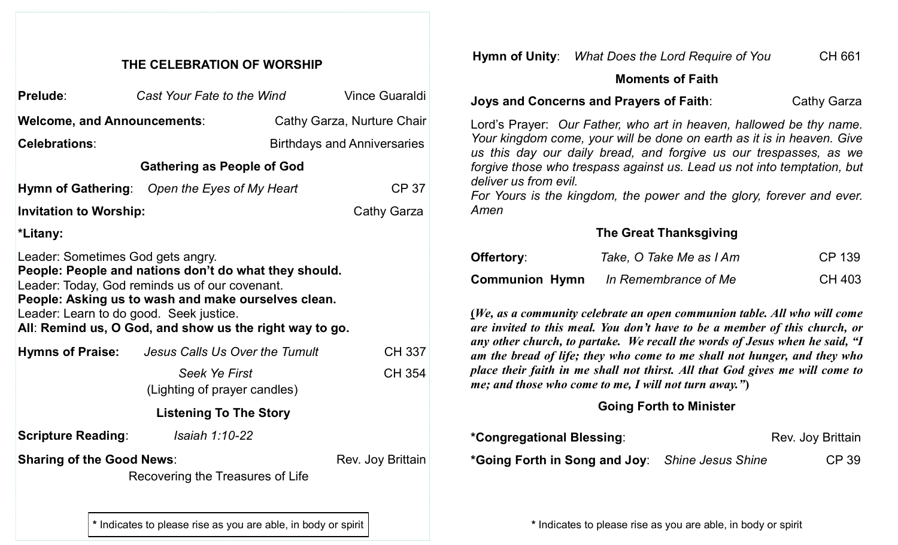## THE CELEBRATION OF WORSHIP

**Prelude**: *Cast Your Fate to the Wind* — Vince Guaraldi

**Welcome, and Announcements**: Cathy Garza, Nurture Chair

**Celebrations**: Birthdays and Anniversaries

### Gathering as People of God

**Hymn of Gathering**: *Open the Eyes of My Heart* — CP 37

**Invitation to Worship:** Cathy Garza

**\*Litany:**

Leader: Sometimes God gets angry.
**People: People and nations don't do what they should.**
Leader: Today, God reminds us of our covenant.
**People: Asking us to wash and make ourselves clean.**
Leader: Learn to do good. Seek justice.
**All**: **Remind us, O God, and show us the right way to go.**

**Hymns of Praise:** *Jesus Calls Us Over the Tumult* — CH 337

*Seek Ye First* — CH 354
(Lighting of prayer candles)

### Listening To The Story

**Scripture Reading**: *Isaiah 1:10-22*

**Sharing of the Good News**: Rev. Joy Brittain
Recovering the Treasures of Life

\* Indicates to please rise as you are able, in body or spirit

**Hymn of Unity**: *What Does the Lord Require of You* — CH 661

### Moments of Faith

**Joys and Concerns and Prayers of Faith**: Cathy Garza

Lord's Prayer: *Our Father, who art in heaven, hallowed be thy name. Your kingdom come, your will be done on earth as it is in heaven. Give us this day our daily bread, and forgive us our trespasses, as we forgive those who trespass against us. Lead us not into temptation, but deliver us from evil.*
*For Yours is the kingdom, the power and the glory, forever and ever. Amen*

### The Great Thanksgiving

**Offertory**: *Take, O Take Me as I Am* — CP 139

**Communion Hymn** *In Remembrance of Me* — CH 403

***(We, as a community celebrate an open communion table. All who will come are invited to this meal. You don't have to be a member of this church, or any other church, to partake. We recall the words of Jesus when he said, "I am the bread of life; they who come to me shall not hunger, and they who place their faith in me shall not thirst. All that God gives me will come to me; and those who come to me, I will not turn away.")***

### Going Forth to Minister

**\*Congregational Blessing**: Rev. Joy Brittain

**\*Going Forth in Song and Joy**: *Shine Jesus Shine* — CP 39

\* Indicates to please rise as you are able, in body or spirit